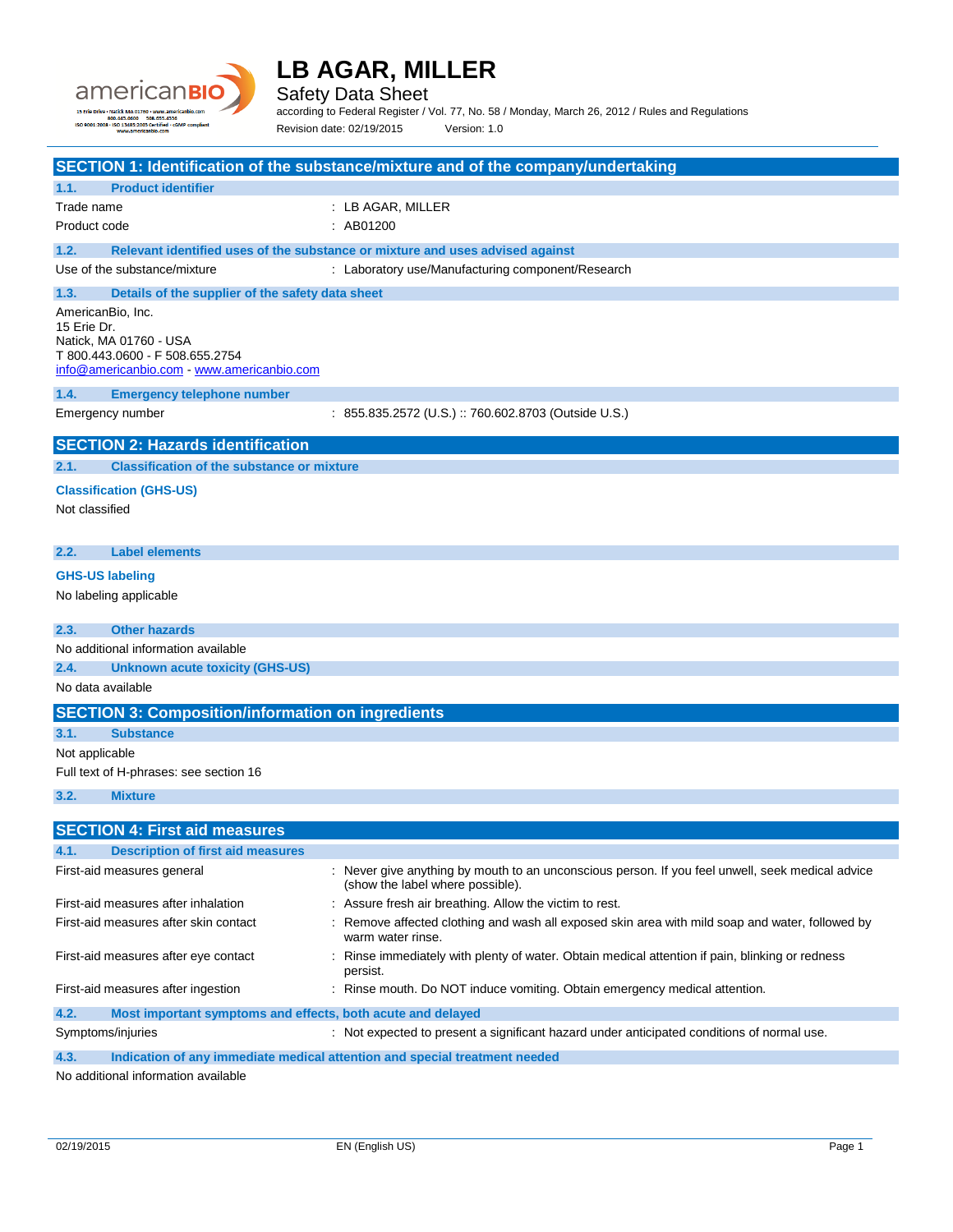# LB AGAR, MILLER

Safety Data Sheet

according to Federal Register / Vol. 77, No. 58 / Monday, March 26, 2012 / Rules and Regulations

Revision date: 02/19/2015 Version: 1.0

## SECTION 1: Identification of the substance/mixture and of the company/undertaking

### 1.1. Product identifier

| | |
|---|---|
| Trade name | : LB AGAR, MILLER |
| Product code | : AB01200 |

### 1.2. Relevant identified uses of the substance or mixture and uses advised against

| | |
|---|---|
| Use of the substance/mixture | : Laboratory use/Manufacturing component/Research |

### 1.3. Details of the supplier of the safety data sheet

AmericanBio, Inc.
15 Erie Dr.
Natick, MA 01760 - USA
T 800.443.0600 - F 508.655.2754
info@americanbio.com - www.americanbio.com

### 1.4. Emergency telephone number

| | |
|---|---|
| Emergency number | : 855.835.2572 (U.S.) :: 760.602.8703 (Outside U.S.) |

## SECTION 2: Hazards identification

### 2.1. Classification of the substance or mixture

**Classification (GHS-US)**

Not classified

### 2.2. Label elements

**GHS-US labeling**

No labeling applicable

### 2.3. Other hazards

No additional information available

### 2.4. Unknown acute toxicity (GHS-US)

No data available

## SECTION 3: Composition/information on ingredients

### 3.1. Substance

Not applicable

Full text of H-phrases: see section 16

### 3.2. Mixture

## SECTION 4: First aid measures

### 4.1. Description of first aid measures

| | |
|---|---|
| First-aid measures general | : Never give anything by mouth to an unconscious person. If you feel unwell, seek medical advice (show the label where possible). |
| First-aid measures after inhalation | : Assure fresh air breathing. Allow the victim to rest. |
| First-aid measures after skin contact | : Remove affected clothing and wash all exposed skin area with mild soap and water, followed by warm water rinse. |
| First-aid measures after eye contact | : Rinse immediately with plenty of water. Obtain medical attention if pain, blinking or redness persist. |
| First-aid measures after ingestion | : Rinse mouth. Do NOT induce vomiting. Obtain emergency medical attention. |

### 4.2. Most important symptoms and effects, both acute and delayed

| | |
|---|---|
| Symptoms/injuries | : Not expected to present a significant hazard under anticipated conditions of normal use. |

### 4.3. Indication of any immediate medical attention and special treatment needed

No additional information available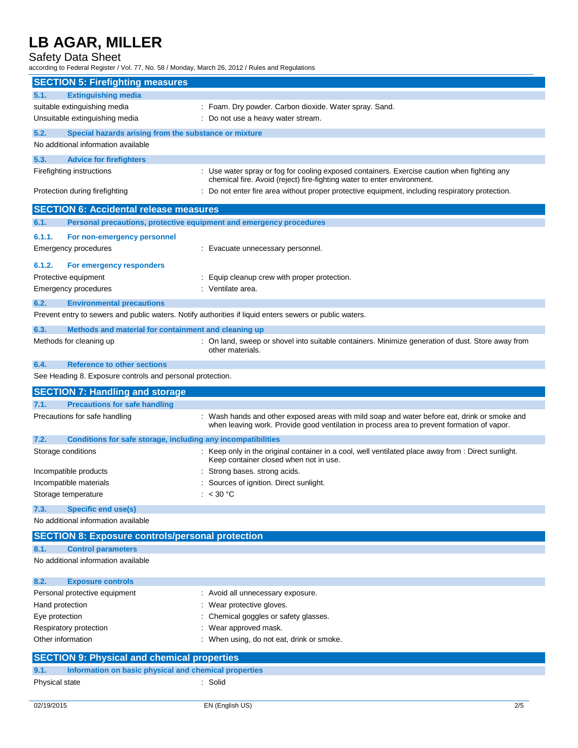## SECTION 5: Firefighting measures

### 5.1. Extinguishing media

| | |
|---|---|
| suitable extinguishing media | : Foam. Dry powder. Carbon dioxide. Water spray. Sand. |
| Unsuitable extinguishing media | : Do not use a heavy water stream. |

### 5.2. Special hazards arising from the substance or mixture

No additional information available

### 5.3. Advice for firefighters

| | |
|---|---|
| Firefighting instructions | : Use water spray or fog for cooling exposed containers. Exercise caution when fighting any chemical fire. Avoid (reject) fire-fighting water to enter environment. |
| Protection during firefighting | : Do not enter fire area without proper protective equipment, including respiratory protection. |

## SECTION 6: Accidental release measures

### 6.1. Personal precautions, protective equipment and emergency procedures

#### 6.1.1. For non-emergency personnel

| | |
|---|---|
| Emergency procedures | : Evacuate unnecessary personnel. |

#### 6.1.2. For emergency responders

| | |
|---|---|
| Protective equipment | : Equip cleanup crew with proper protection. |
| Emergency procedures | : Ventilate area. |

### 6.2. Environmental precautions

Prevent entry to sewers and public waters. Notify authorities if liquid enters sewers or public waters.

### 6.3. Methods and material for containment and cleaning up

| | |
|---|---|
| Methods for cleaning up | : On land, sweep or shovel into suitable containers. Minimize generation of dust. Store away from other materials. |

### 6.4. Reference to other sections

See Heading 8. Exposure controls and personal protection.

## SECTION 7: Handling and storage

### 7.1. Precautions for safe handling

| | |
|---|---|
| Precautions for safe handling | : Wash hands and other exposed areas with mild soap and water before eat, drink or smoke and when leaving work. Provide good ventilation in process area to prevent formation of vapor. |

### 7.2. Conditions for safe storage, including any incompatibilities

| | |
|---|---|
| Storage conditions | : Keep only in the original container in a cool, well ventilated place away from : Direct sunlight. Keep container closed when not in use. |
| Incompatible products | : Strong bases. strong acids. |
| Incompatible materials | : Sources of ignition. Direct sunlight. |
| Storage temperature | : < 30 °C |

### 7.3. Specific end use(s)

No additional information available

## SECTION 8: Exposure controls/personal protection

### 8.1. Control parameters

No additional information available

### 8.2. Exposure controls

| | |
|---|---|
| Personal protective equipment | : Avoid all unnecessary exposure. |
| Hand protection | : Wear protective gloves. |
| Eye protection | : Chemical goggles or safety glasses. |
| Respiratory protection | : Wear approved mask. |
| Other information | : When using, do not eat, drink or smoke. |

## SECTION 9: Physical and chemical properties

### 9.1. Information on basic physical and chemical properties

| | |
|---|---|
| Physical state | : Solid |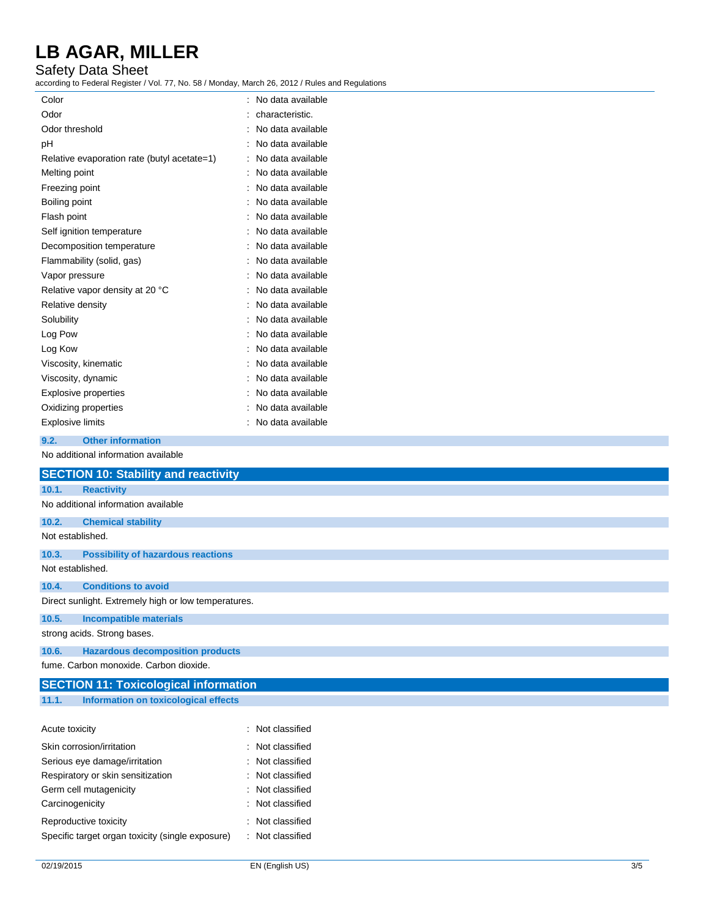| | |
|---|---|
| Color | : No data available |
| Odor | : characteristic. |
| Odor threshold | : No data available |
| pH | : No data available |
| Relative evaporation rate (butyl acetate=1) | : No data available |
| Melting point | : No data available |
| Freezing point | : No data available |
| Boiling point | : No data available |
| Flash point | : No data available |
| Self ignition temperature | : No data available |
| Decomposition temperature | : No data available |
| Flammability (solid, gas) | : No data available |
| Vapor pressure | : No data available |
| Relative vapor density at 20 °C | : No data available |
| Relative density | : No data available |
| Solubility | : No data available |
| Log Pow | : No data available |
| Log Kow | : No data available |
| Viscosity, kinematic | : No data available |
| Viscosity, dynamic | : No data available |
| Explosive properties | : No data available |
| Oxidizing properties | : No data available |
| Explosive limits | : No data available |

### 9.2. Other information

No additional information available

## SECTION 10: Stability and reactivity

### 10.1. Reactivity

No additional information available

### 10.2. Chemical stability

Not established.

### 10.3. Possibility of hazardous reactions

Not established.

### 10.4. Conditions to avoid

Direct sunlight. Extremely high or low temperatures.

### 10.5. Incompatible materials

strong acids. Strong bases.

### 10.6. Hazardous decomposition products

fume. Carbon monoxide. Carbon dioxide.

## SECTION 11: Toxicological information

### 11.1. Information on toxicological effects

| | |
|---|---|
| Acute toxicity | : Not classified |
| Skin corrosion/irritation | : Not classified |
| Serious eye damage/irritation | : Not classified |
| Respiratory or skin sensitization | : Not classified |
| Germ cell mutagenicity | : Not classified |
| Carcinogenicity | : Not classified |
| Reproductive toxicity | : Not classified |
| Specific target organ toxicity (single exposure) | : Not classified |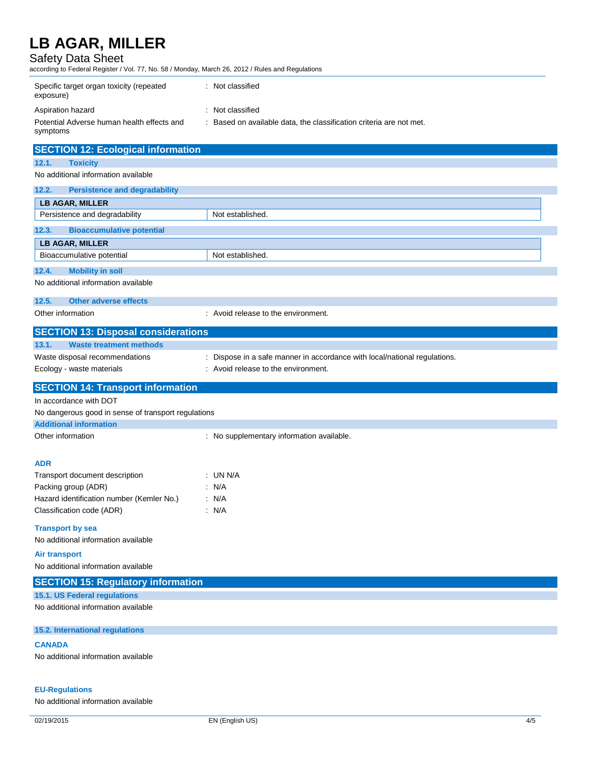Specific target organ toxicity (repeated exposure) : Not classified

Aspiration hazard : Not classified

Potential Adverse human health effects and symptoms : Based on available data, the classification criteria are not met.

## SECTION 12: Ecological information

### 12.1. Toxicity

No additional information available

### 12.2. Persistence and degradability

| LB AGAR, MILLER | |
|---|---|
| Persistence and degradability | Not established. |

### 12.3. Bioaccumulative potential

| LB AGAR, MILLER | |
|---|---|
| Bioaccumulative potential | Not established. |

### 12.4. Mobility in soil

No additional information available

### 12.5. Other adverse effects

Other information : Avoid release to the environment.

## SECTION 13: Disposal considerations

### 13.1. Waste treatment methods

Waste disposal recommendations : Dispose in a safe manner in accordance with local/national regulations.

Ecology - waste materials : Avoid release to the environment.

## SECTION 14: Transport information

In accordance with DOT

No dangerous good in sense of transport regulations

### Additional information

Other information : No supplementary information available.

### ADR

Transport document description : UN N/A

Packing group (ADR) : N/A

Hazard identification number (Kemler No.) : N/A

Classification code (ADR) : N/A

### Transport by sea

No additional information available

### Air transport

No additional information available

## SECTION 15: Regulatory information

### 15.1. US Federal regulations

No additional information available

### 15.2. International regulations

#### CANADA

No additional information available

#### EU-Regulations

No additional information available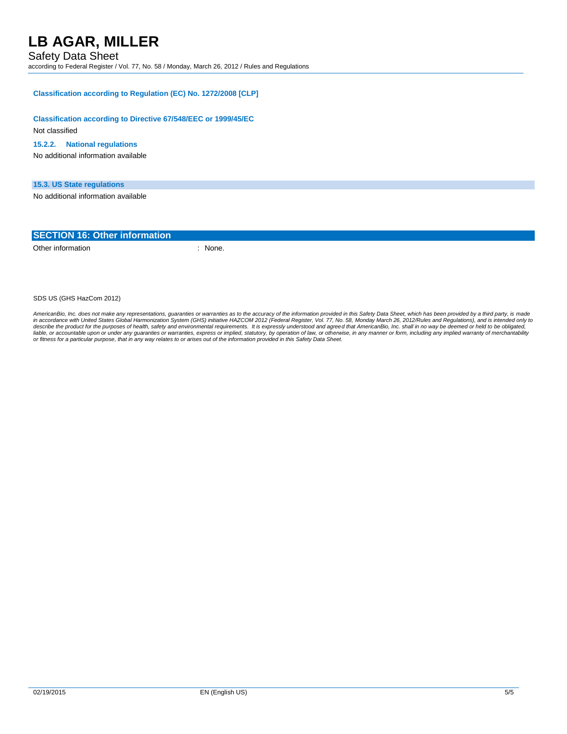#### Classification according to Regulation (EC) No. 1272/2008 [CLP]

#### Classification according to Directive 67/548/EEC or 1999/45/EC

Not classified

#### 15.2.2. National regulations

No additional information available

### 15.3. US State regulations

No additional information available

## SECTION 16: Other information

Other information : None.

SDS US (GHS HazCom 2012)

*AmericanBio, Inc. does not make any representations, guaranties or warranties as to the accuracy of the information provided in this Safety Data Sheet, which has been provided by a third party, is made in accordance with United States Global Harmonization System (GHS) initiative HAZCOM 2012 (Federal Register, Vol. 77, No. 58, Monday March 26, 2012/Rules and Regulations), and is intended only to describe the product for the purposes of health, safety and environmental requirements. It is expressly understood and agreed that AmericanBio, Inc. shall in no way be deemed or held to be obligated, liable, or accountable upon or under any guaranties or warranties, express or implied, statutory, by operation of law, or otherwise, in any manner or form, including any implied warranty of merchantability or fitness for a particular purpose, that in any way relates to or arises out of the information provided in this Safety Data Sheet.*